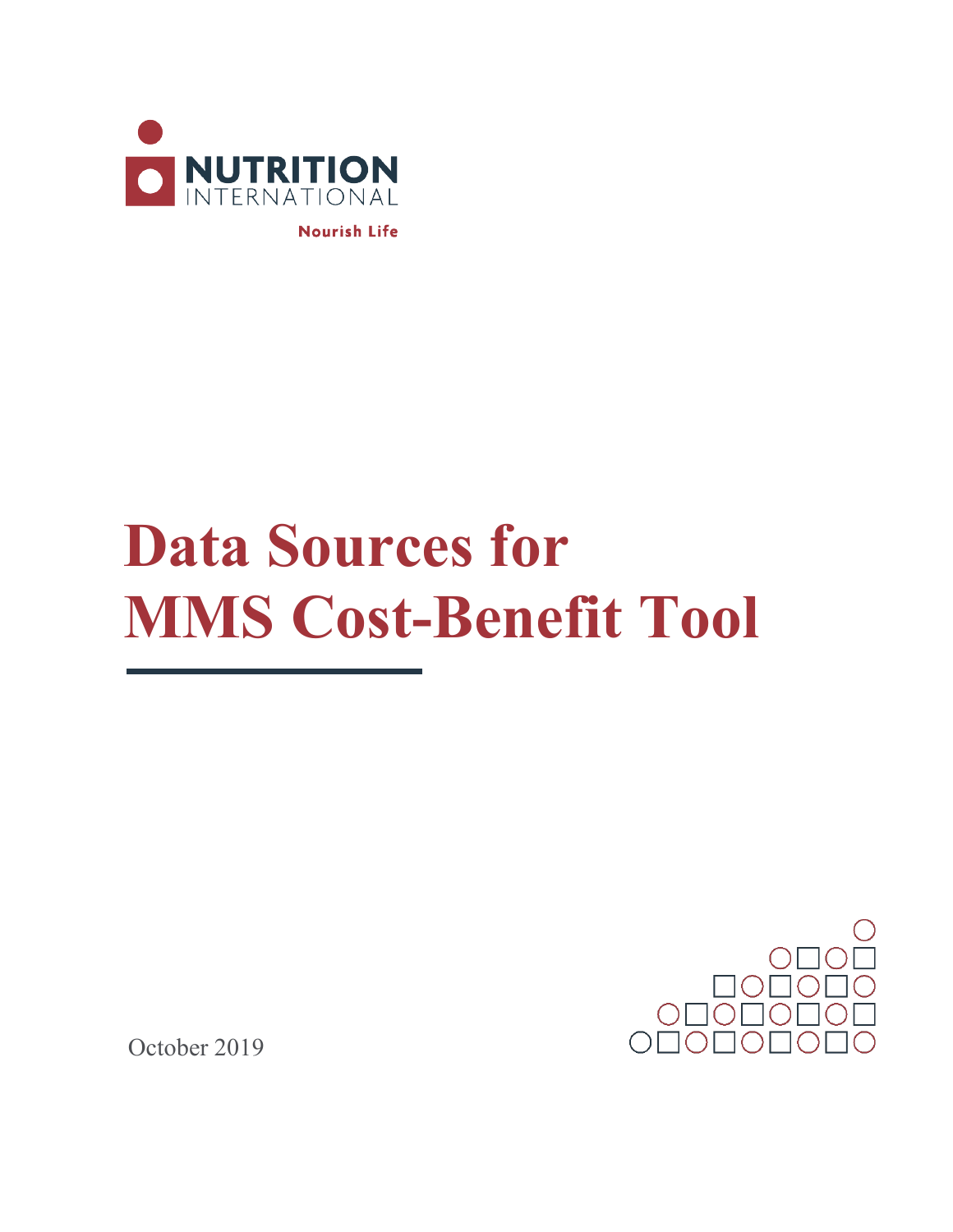NUTRITION INTERNATIONAL

Nourish Life

# Data Sources for MMS Cost-Benefit Tool

October 2019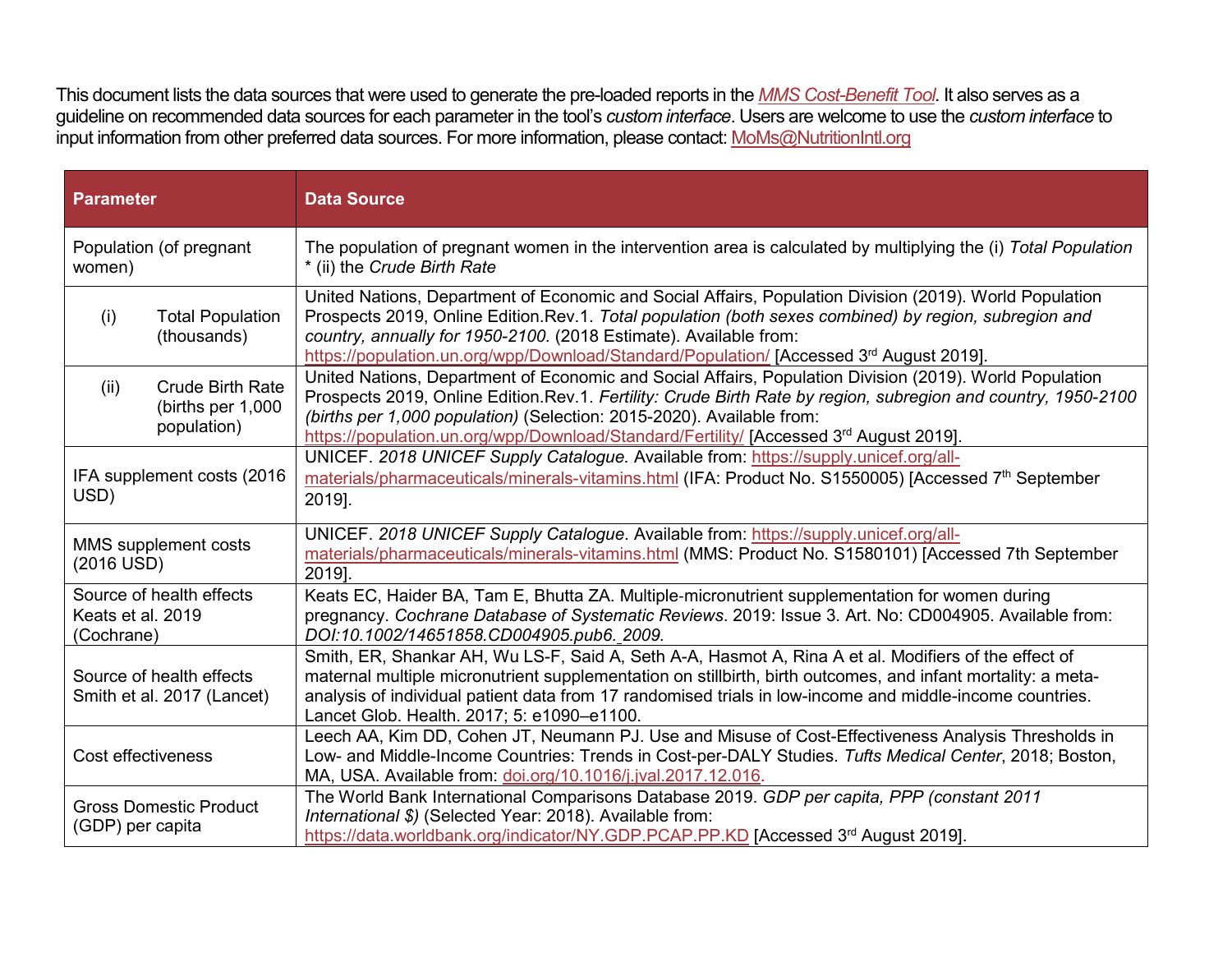This document lists the data sources that were used to generate the pre-loaded reports in the *MMS Cost-Benefit Tool*. It also serves as a guideline on recommended data sources for each parameter in the tool's *custom interface*. Users are welcome to use the *custom interface* to input information from other preferred data sources. For more information, please contact: MoMs@NutritionIntl.org

| Parameter | Data Source |
|---|---|
| Population (of pregnant women) | The population of pregnant women in the intervention area is calculated by multiplying the (i) *Total Population* * (ii) the *Crude Birth Rate* |
| (i) Total Population (thousands) | United Nations, Department of Economic and Social Affairs, Population Division (2019). World Population Prospects 2019, Online Edition.Rev.1. *Total population (both sexes combined) by region, subregion and country, annually for 1950-2100.* (2018 Estimate). Available from: https://population.un.org/wpp/Download/Standard/Population/ [Accessed 3rd August 2019]. |
| (ii) Crude Birth Rate (births per 1,000 population) | United Nations, Department of Economic and Social Affairs, Population Division (2019). World Population Prospects 2019, Online Edition.Rev.1. *Fertility: Crude Birth Rate by region, subregion and country, 1950-2100 (births per 1,000 population)* (Selection: 2015-2020). Available from: https://population.un.org/wpp/Download/Standard/Fertility/ [Accessed 3rd August 2019]. |
| IFA supplement costs (2016 USD) | UNICEF. *2018 UNICEF Supply Catalogue.* Available from: https://supply.unicef.org/all-materials/pharmaceuticals/minerals-vitamins.html (IFA: Product No. S1550005) [Accessed 7th September 2019]. |
| MMS supplement costs (2016 USD) | UNICEF. *2018 UNICEF Supply Catalogue*. Available from: https://supply.unicef.org/all-materials/pharmaceuticals/minerals-vitamins.html (MMS: Product No. S1580101) [Accessed 7th September 2019]. |
| Source of health effects Keats et al. 2019 (Cochrane) | Keats EC, Haider BA, Tam E, Bhutta ZA. Multiple-micronutrient supplementation for women during pregnancy. *Cochrane Database of Systematic Reviews*. 2019: Issue 3. Art. No: CD004905. Available from: *DOI:10.1002/14651858.CD004905.pub6. 2009.* |
| Source of health effects Smith et al. 2017 (Lancet) | Smith, ER, Shankar AH, Wu LS-F, Said A, Seth A-A, Hasmot A, Rina A et al. Modifiers of the effect of maternal multiple micronutrient supplementation on stillbirth, birth outcomes, and infant mortality: a meta-analysis of individual patient data from 17 randomised trials in low-income and middle-income countries. Lancet Glob. Health. 2017; 5: e1090–e1100. |
| Cost effectiveness | Leech AA, Kim DD, Cohen JT, Neumann PJ. Use and Misuse of Cost-Effectiveness Analysis Thresholds in Low- and Middle-Income Countries: Trends in Cost-per-DALY Studies. *Tufts Medical Center*, 2018; Boston, MA, USA. Available from: doi.org/10.1016/j.jval.2017.12.016. |
| Gross Domestic Product (GDP) per capita | The World Bank International Comparisons Database 2019. *GDP per capita, PPP (constant 2011 International $)* (Selected Year: 2018). Available from: https://data.worldbank.org/indicator/NY.GDP.PCAP.PP.KD [Accessed 3rd August 2019]. |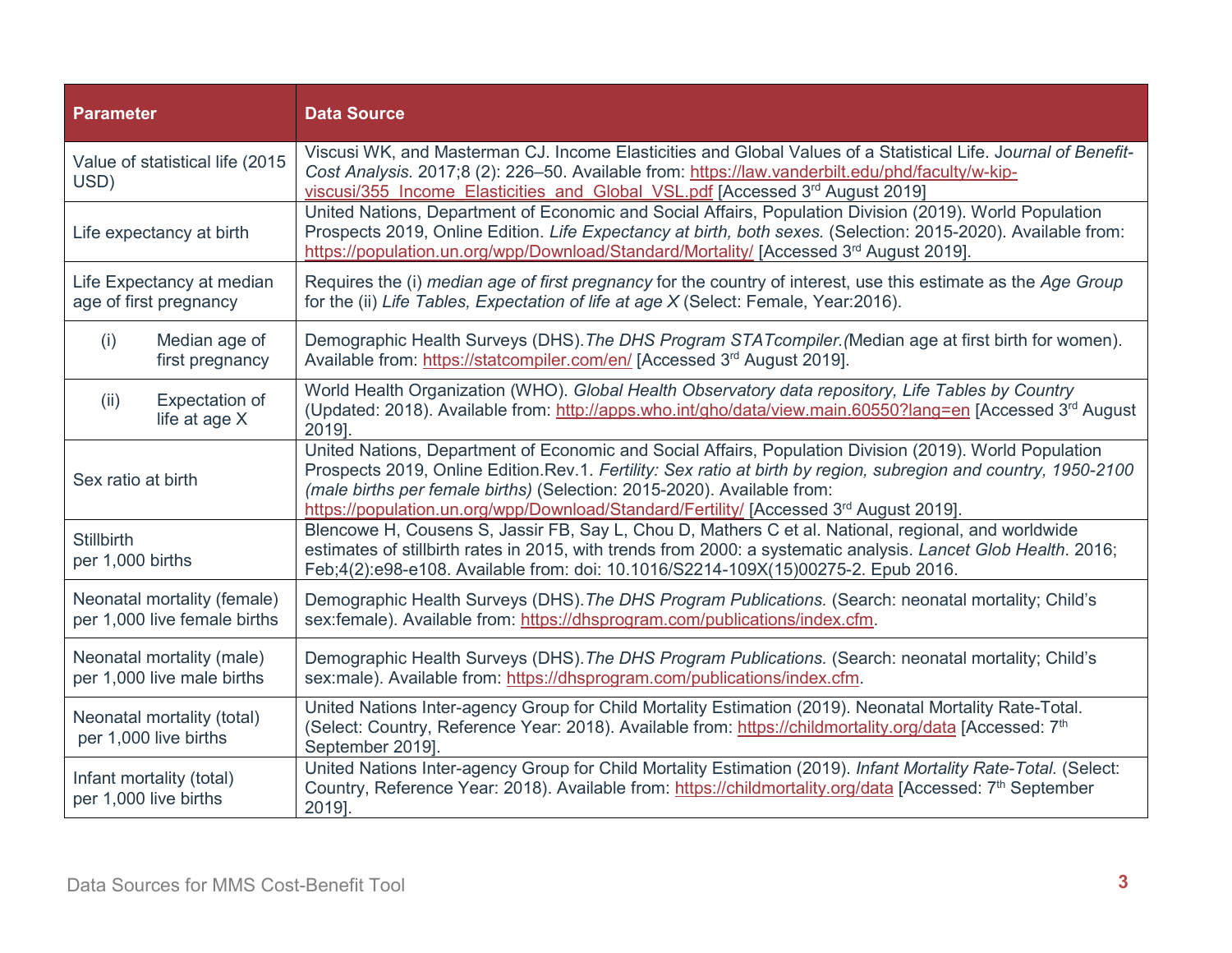| Parameter | Data Source |
|---|---|
| Value of statistical life (2015 USD) | Viscusi WK, and Masterman CJ. Income Elasticities and Global Values of a Statistical Life. *Journal of Benefit-Cost Analysis.* 2017;8 (2): 226–50. Available from: https://law.vanderbilt.edu/phd/faculty/w-kip-viscusi/355_Income_Elasticities_and_Global_VSL.pdf [Accessed 3rd August 2019] |
| Life expectancy at birth | United Nations, Department of Economic and Social Affairs, Population Division (2019). World Population Prospects 2019, Online Edition. *Life Expectancy at birth, both sexes.* (Selection: 2015-2020). Available from: https://population.un.org/wpp/Download/Standard/Mortality/ [Accessed 3rd August 2019]. |
| Life Expectancy at median age of first pregnancy | Requires the (i) *median age of first pregnancy* for the country of interest, use this estimate as the *Age Group* for the (ii) *Life Tables, Expectation of life at age X* (Select: Female, Year:2016). |
| (i) Median age of first pregnancy | Demographic Health Surveys (DHS).*The DHS Program STATcompiler.*(Median age at first birth for women). Available from: https://statcompiler.com/en/ [Accessed 3rd August 2019]. |
| (ii) Expectation of life at age X | World Health Organization (WHO). *Global Health Observatory data repository, Life Tables by Country* (Updated: 2018). Available from: http://apps.who.int/gho/data/view.main.60550?lang=en [Accessed 3rd August 2019]. |
| Sex ratio at birth | United Nations, Department of Economic and Social Affairs, Population Division (2019). World Population Prospects 2019, Online Edition.Rev.1. *Fertility: Sex ratio at birth by region, subregion and country, 1950-2100 (male births per female births)* (Selection: 2015-2020). Available from: https://population.un.org/wpp/Download/Standard/Fertility/ [Accessed 3rd August 2019]. |
| Stillbirth per 1,000 births | Blencowe H, Cousens S, Jassir FB, Say L, Chou D, Mathers C et al. National, regional, and worldwide estimates of stillbirth rates in 2015, with trends from 2000: a systematic analysis. *Lancet Glob Health*. 2016; Feb;4(2):e98-e108. Available from: doi: 10.1016/S2214-109X(15)00275-2. Epub 2016. |
| Neonatal mortality (female) per 1,000 live female births | Demographic Health Surveys (DHS).*The DHS Program Publications.* (Search: neonatal mortality; Child's sex:female). Available from: https://dhsprogram.com/publications/index.cfm. |
| Neonatal mortality (male) per 1,000 live male births | Demographic Health Surveys (DHS).*The DHS Program Publications.* (Search: neonatal mortality; Child's sex:male). Available from: https://dhsprogram.com/publications/index.cfm. |
| Neonatal mortality (total) per 1,000 live births | United Nations Inter-agency Group for Child Mortality Estimation (2019). Neonatal Mortality Rate-Total. (Select: Country, Reference Year: 2018). Available from: https://childmortality.org/data [Accessed: 7th September 2019]. |
| Infant mortality (total) per 1,000 live births | United Nations Inter-agency Group for Child Mortality Estimation (2019). *Infant Mortality Rate-Total.* (Select: Country, Reference Year: 2018). Available from: https://childmortality.org/data [Accessed: 7th September 2019]. |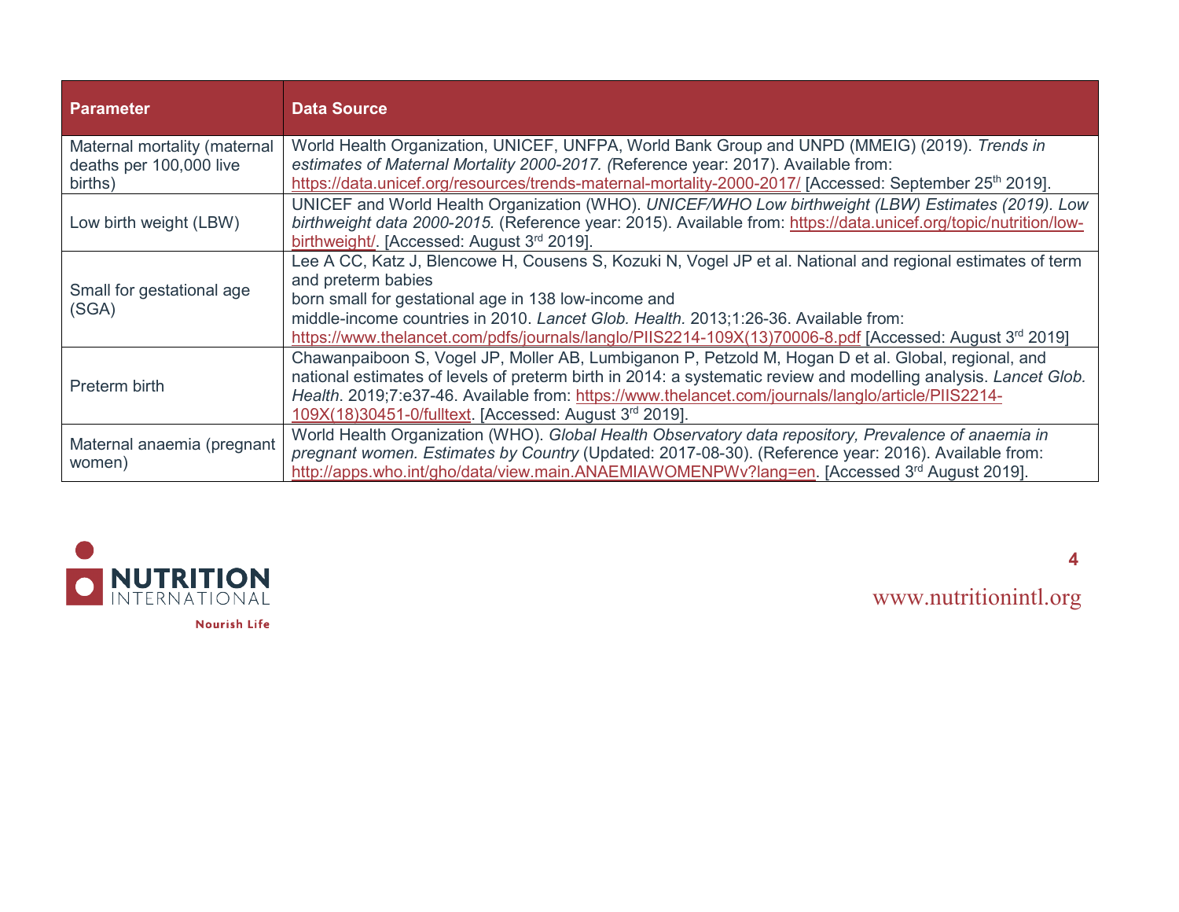| Parameter | Data Source |
|---|---|
| Maternal mortality (maternal deaths per 100,000 live births) | World Health Organization, UNICEF, UNFPA, World Bank Group and UNPD (MMEIG) (2019). *Trends in estimates of Maternal Mortality 2000-2017. (*Reference year: 2017). Available from: https://data.unicef.org/resources/trends-maternal-mortality-2000-2017/ [Accessed: September 25th 2019]. |
| Low birth weight (LBW) | UNICEF and World Health Organization (WHO). *UNICEF/WHO Low birthweight (LBW) Estimates (2019). Low birthweight data 2000-2015.* (Reference year: 2015). Available from: https://data.unicef.org/topic/nutrition/low-birthweight/. [Accessed: August 3rd 2019]. |
| Small for gestational age (SGA) | Lee A CC, Katz J, Blencowe H, Cousens S, Kozuki N, Vogel JP et al. National and regional estimates of term and preterm babies born small for gestational age in 138 low-income and middle-income countries in 2010. *Lancet Glob. Health.* 2013;1:26-36. Available from: https://www.thelancet.com/pdfs/journals/langlo/PIIS2214-109X(13)70006-8.pdf [Accessed: August 3rd 2019] |
| Preterm birth | Chawanpaiboon S, Vogel JP, Moller AB, Lumbiganon P, Petzold M, Hogan D et al. Global, regional, and national estimates of levels of preterm birth in 2014: a systematic review and modelling analysis. *Lancet Glob. Health*. 2019;7:e37-46. Available from: https://www.thelancet.com/journals/langlo/article/PIIS2214-109X(18)30451-0/fulltext. [Accessed: August 3rd 2019]. |
| Maternal anaemia (pregnant women) | World Health Organization (WHO). *Global Health Observatory data repository, Prevalence of anaemia in pregnant women. Estimates by Country* (Updated: 2017-08-30). (Reference year: 2016). Available from: http://apps.who.int/gho/data/view.main.ANAEMIAWOMENPWv?lang=en. [Accessed 3rd August 2019]. |